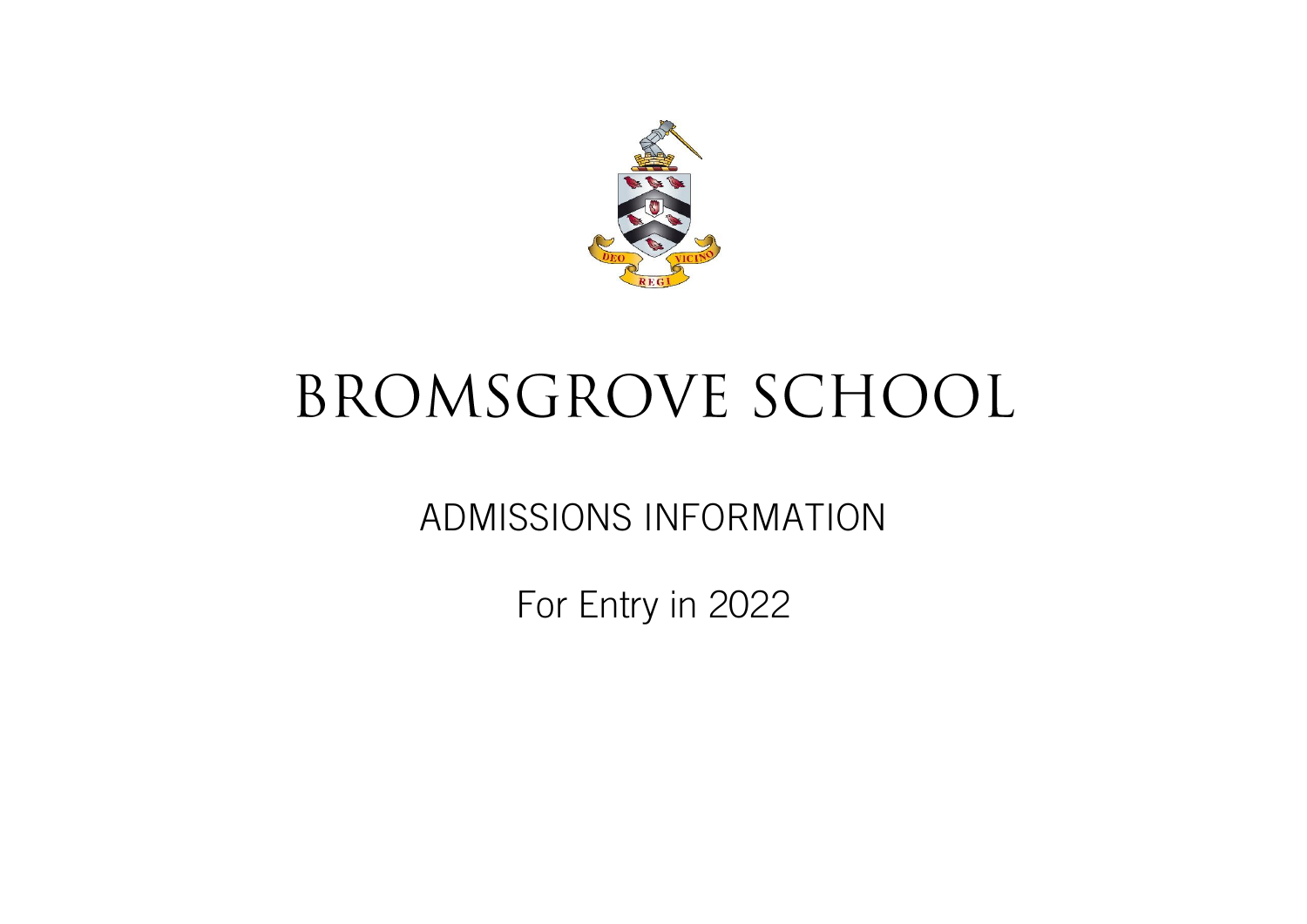# BROMSGROVE SCHOOL

## ADMISSIONS INFORMATION

For Entry in 2022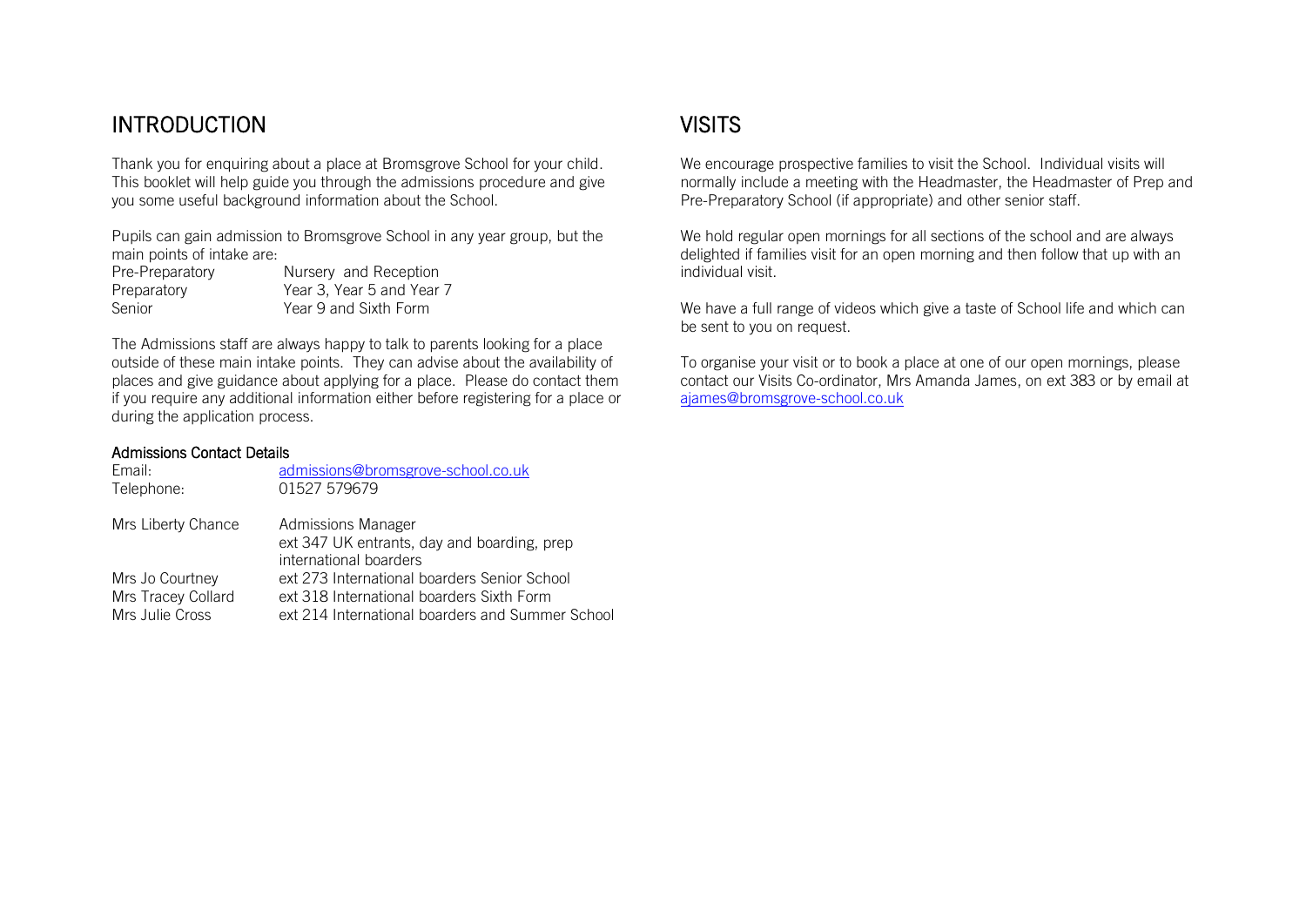# INTRODUCTION

Thank you for enquiring about a place at Bromsgrove School for your child. This booklet will help guide you through the admissions procedure and give you some useful background information about the School.

Pupils can gain admission to Bromsgrove School in any year group, but the main points of intake are:

| | |
|---|---|
| Pre-Preparatory | Nursery and Reception |
| Preparatory | Year 3, Year 5 and Year 7 |
| Senior | Year 9 and Sixth Form |

The Admissions staff are always happy to talk to parents looking for a place outside of these main intake points. They can advise about the availability of places and give guidance about applying for a place. Please do contact them if you require any additional information either before registering for a place or during the application process.

**Admissions Contact Details**

| | |
|---|---|
| Email: | admissions@bromsgrove-school.co.uk |
| Telephone: | 01527 579679 |
| Mrs Liberty Chance | Admissions Manager<br>ext 347 UK entrants, day and boarding, prep international boarders |
| Mrs Jo Courtney | ext 273 International boarders Senior School |
| Mrs Tracey Collard | ext 318 International boarders Sixth Form |
| Mrs Julie Cross | ext 214 International boarders and Summer School |

# VISITS

We encourage prospective families to visit the School. Individual visits will normally include a meeting with the Headmaster, the Headmaster of Prep and Pre-Preparatory School (if appropriate) and other senior staff.

We hold regular open mornings for all sections of the school and are always delighted if families visit for an open morning and then follow that up with an individual visit.

We have a full range of videos which give a taste of School life and which can be sent to you on request.

To organise your visit or to book a place at one of our open mornings, please contact our Visits Co-ordinator, Mrs Amanda James, on ext 383 or by email at ajames@bromsgrove-school.co.uk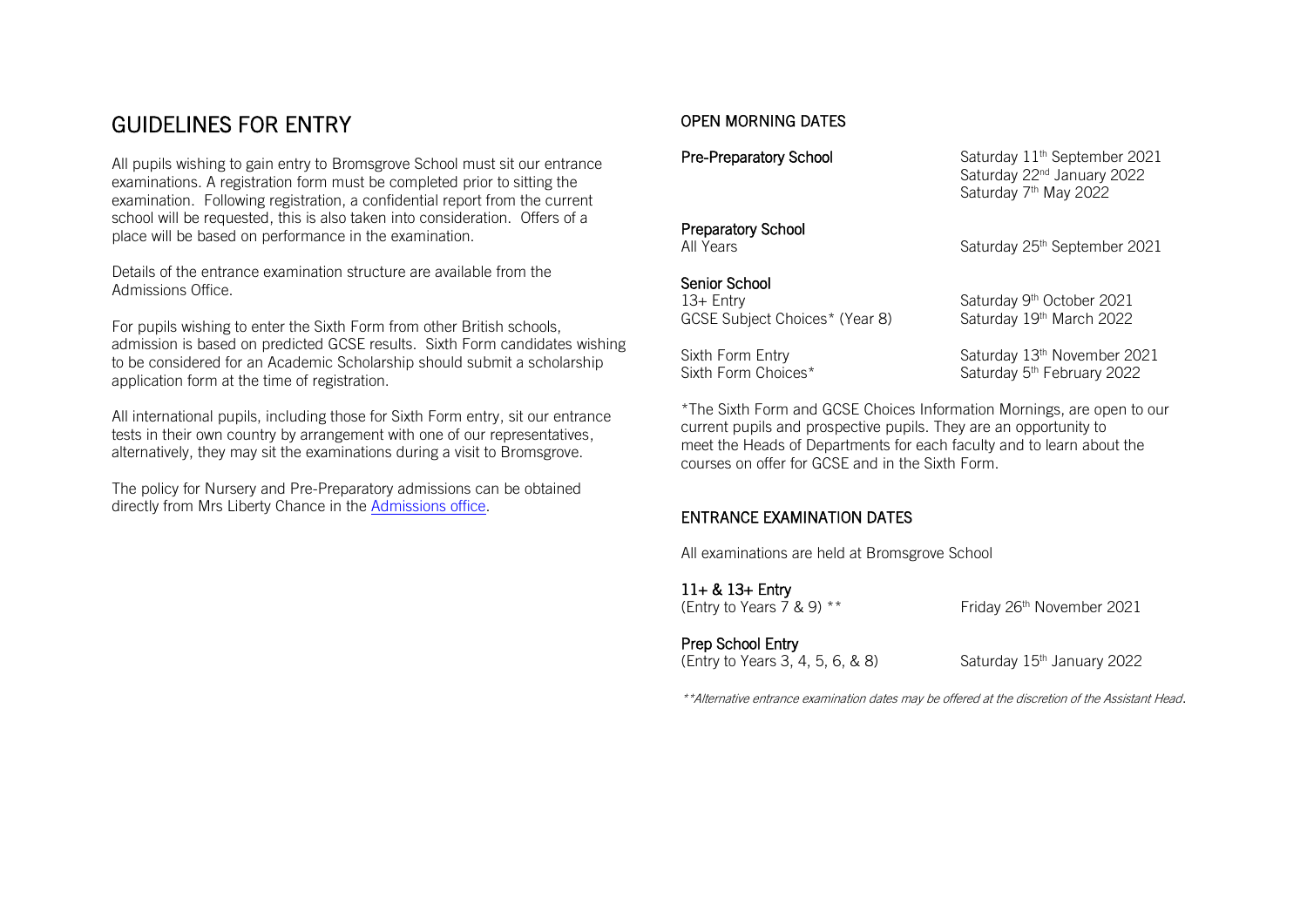# GUIDELINES FOR ENTRY

All pupils wishing to gain entry to Bromsgrove School must sit our entrance examinations. A registration form must be completed prior to sitting the examination. Following registration, a confidential report from the current school will be requested, this is also taken into consideration. Offers of a place will be based on performance in the examination.

Details of the entrance examination structure are available from the Admissions Office.

For pupils wishing to enter the Sixth Form from other British schools, admission is based on predicted GCSE results. Sixth Form candidates wishing to be considered for an Academic Scholarship should submit a scholarship application form at the time of registration.

All international pupils, including those for Sixth Form entry, sit our entrance tests in their own country by arrangement with one of our representatives, alternatively, they may sit the examinations during a visit to Bromsgrove.

The policy for Nursery and Pre-Preparatory admissions can be obtained directly from Mrs Liberty Chance in the Admissions office.

## OPEN MORNING DATES

**Pre-Preparatory School**
Saturday 11th September 2021
Saturday 22nd January 2022
Saturday 7th May 2022

**Preparatory School**
All Years — Saturday 25th September 2021

**Senior School**
13+ Entry — Saturday 9th October 2021
GCSE Subject Choices* (Year 8) — Saturday 19th March 2022

Sixth Form Entry — Saturday 13th November 2021
Sixth Form Choices* — Saturday 5th February 2022

*The Sixth Form and GCSE Choices Information Mornings, are open to our current pupils and prospective pupils. They are an opportunity to meet the Heads of Departments for each faculty and to learn about the courses on offer for GCSE and in the Sixth Form.

## ENTRANCE EXAMINATION DATES

All examinations are held at Bromsgrove School

**11+ & 13+ Entry**
(Entry to Years 7 & 9) ** — Friday 26th November 2021

**Prep School Entry**
(Entry to Years 3, 4, 5, 6, & 8) — Saturday 15th January 2022

*\*\*Alternative entrance examination dates may be offered at the discretion of the Assistant Head.*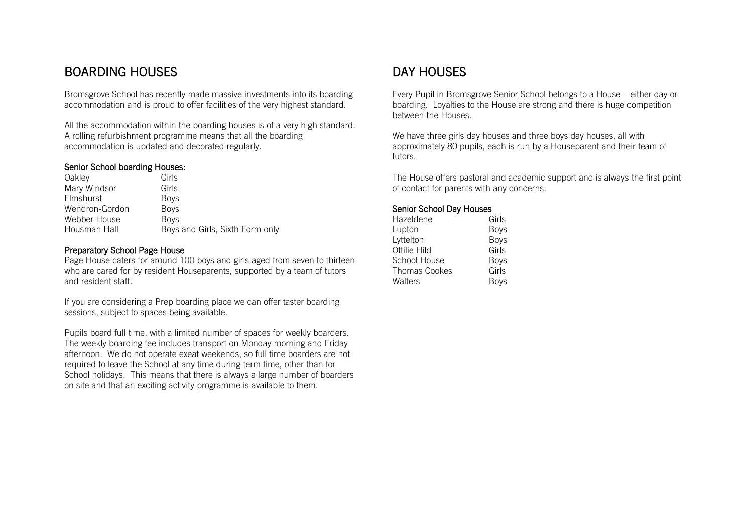## BOARDING HOUSES

Bromsgrove School has recently made massive investments into its boarding accommodation and is proud to offer facilities of the very highest standard.

All the accommodation within the boarding houses is of a very high standard. A rolling refurbishment programme means that all the boarding accommodation is updated and decorated regularly.

### Senior School boarding Houses:

| | |
|---|---|
| Oakley | Girls |
| Mary Windsor | Girls |
| Elmshurst | Boys |
| Wendron-Gordon | Boys |
| Webber House | Boys |
| Housman Hall | Boys and Girls, Sixth Form only |

### Preparatory School Page House

Page House caters for around 100 boys and girls aged from seven to thirteen who are cared for by resident Houseparents, supported by a team of tutors and resident staff.

If you are considering a Prep boarding place we can offer taster boarding sessions, subject to spaces being available.

Pupils board full time, with a limited number of spaces for weekly boarders. The weekly boarding fee includes transport on Monday morning and Friday afternoon. We do not operate exeat weekends, so full time boarders are not required to leave the School at any time during term time, other than for School holidays. This means that there is always a large number of boarders on site and that an exciting activity programme is available to them.

## DAY HOUSES

Every Pupil in Bromsgrove Senior School belongs to a House – either day or boarding. Loyalties to the House are strong and there is huge competition between the Houses.

We have three girls day houses and three boys day houses, all with approximately 80 pupils, each is run by a Houseparent and their team of tutors.

The House offers pastoral and academic support and is always the first point of contact for parents with any concerns.

### Senior School Day Houses

| | |
|---|---|
| Hazeldene | Girls |
| Lupton | Boys |
| Lyttelton | Boys |
| Ottilie Hild | Girls |
| School House | Boys |
| Thomas Cookes | Girls |
| Walters | Boys |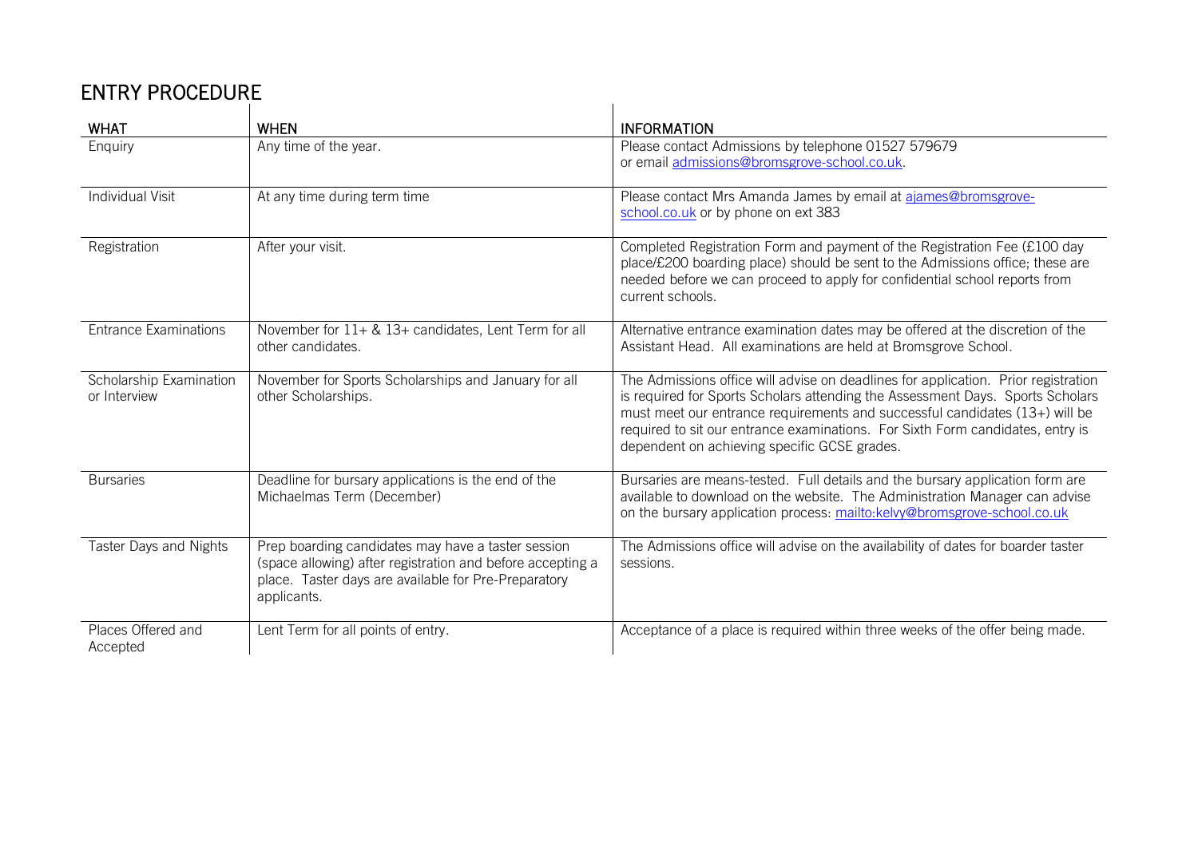# ENTRY PROCEDURE

| WHAT | WHEN | INFORMATION |
|---|---|---|
| Enquiry | Any time of the year. | Please contact Admissions by telephone 01527 579679 or email admissions@bromsgrove-school.co.uk. |
| Individual Visit | At any time during term time | Please contact Mrs Amanda James by email at ajames@bromsgrove-school.co.uk or by phone on ext 383 |
| Registration | After your visit. | Completed Registration Form and payment of the Registration Fee (£100 day place/£200 boarding place) should be sent to the Admissions office; these are needed before we can proceed to apply for confidential school reports from current schools. |
| Entrance Examinations | November for 11+ & 13+ candidates, Lent Term for all other candidates. | Alternative entrance examination dates may be offered at the discretion of the Assistant Head. All examinations are held at Bromsgrove School. |
| Scholarship Examination or Interview | November for Sports Scholarships and January for all other Scholarships. | The Admissions office will advise on deadlines for application. Prior registration is required for Sports Scholars attending the Assessment Days. Sports Scholars must meet our entrance requirements and successful candidates (13+) will be required to sit our entrance examinations. For Sixth Form candidates, entry is dependent on achieving specific GCSE grades. |
| Bursaries | Deadline for bursary applications is the end of the Michaelmas Term (December) | Bursaries are means-tested. Full details and the bursary application form are available to download on the website. The Administration Manager can advise on the bursary application process: mailto:kelvy@bromsgrove-school.co.uk |
| Taster Days and Nights | Prep boarding candidates may have a taster session (space allowing) after registration and before accepting a place. Taster days are available for Pre-Preparatory applicants. | The Admissions office will advise on the availability of dates for boarder taster sessions. |
| Places Offered and Accepted | Lent Term for all points of entry. | Acceptance of a place is required within three weeks of the offer being made. |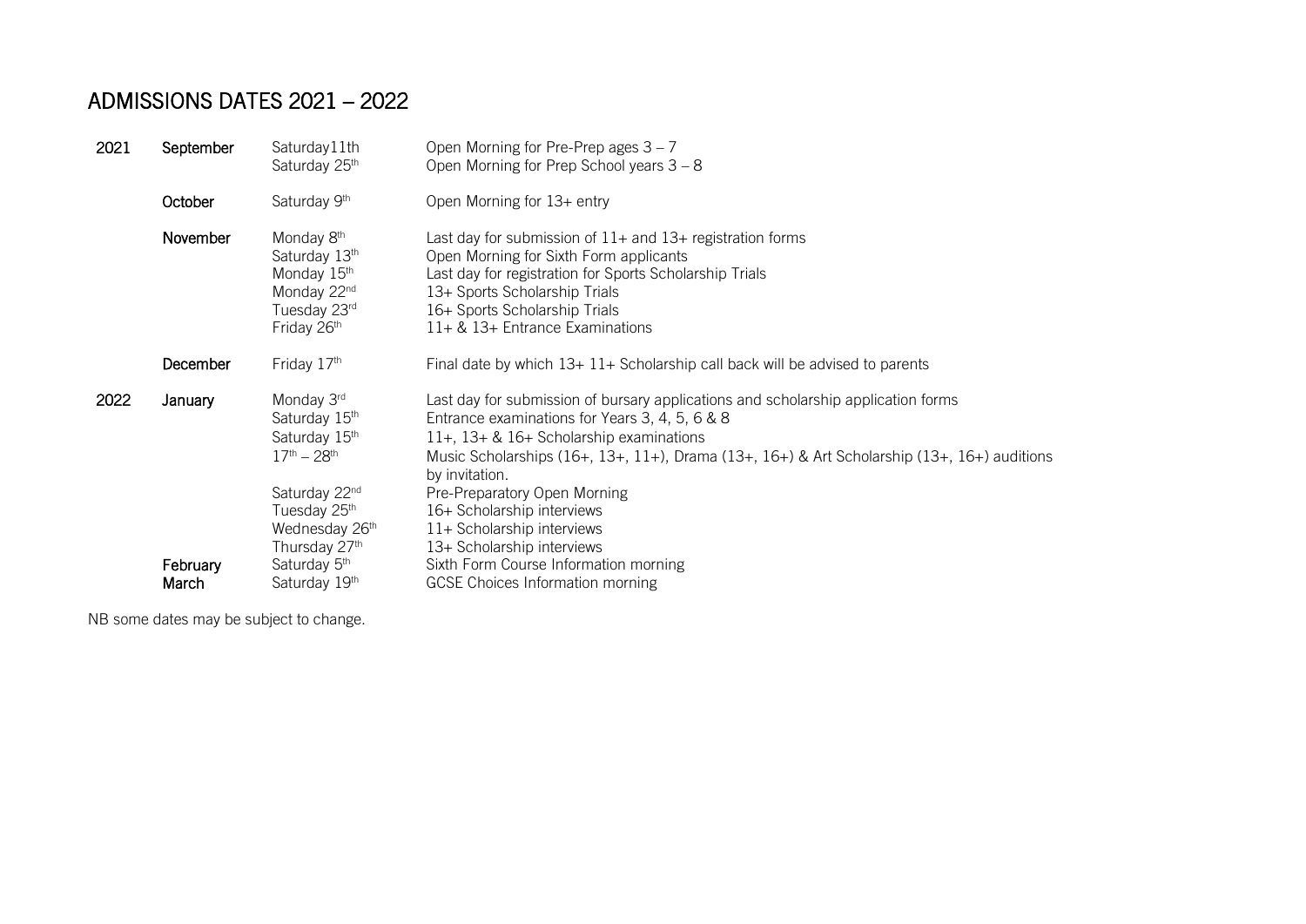# ADMISSIONS DATES 2021 – 2022

| | | | |
|---|---|---|---|
| 2021 | September | Saturday11th | Open Morning for Pre-Prep ages 3 – 7 |
| | | Saturday 25th | Open Morning for Prep School years 3 – 8 |
| | October | Saturday 9th | Open Morning for 13+ entry |
| | November | Monday 8th | Last day for submission of 11+ and 13+ registration forms |
| | | Saturday 13th | Open Morning for Sixth Form applicants |
| | | Monday 15th | Last day for registration for Sports Scholarship Trials |
| | | Monday 22nd | 13+ Sports Scholarship Trials |
| | | Tuesday 23rd | 16+ Sports Scholarship Trials |
| | | Friday 26th | 11+ & 13+ Entrance Examinations |
| | December | Friday 17th | Final date by which 13+ 11+ Scholarship call back will be advised to parents |
| 2022 | January | Monday 3rd | Last day for submission of bursary applications and scholarship application forms |
| | | Saturday 15th | Entrance examinations for Years 3, 4, 5, 6 & 8 |
| | | Saturday 15th | 11+, 13+ & 16+ Scholarship examinations |
| | | 17th – 28th | Music Scholarships (16+, 13+, 11+), Drama (13+, 16+) & Art Scholarship (13+, 16+) auditions by invitation. |
| | | Saturday 22nd | Pre-Preparatory Open Morning |
| | | Tuesday 25th | 16+ Scholarship interviews |
| | | Wednesday 26th | 11+ Scholarship interviews |
| | | Thursday 27th | 13+ Scholarship interviews |
| | February | Saturday 5th | Sixth Form Course Information morning |
| | March | Saturday 19th | GCSE Choices Information morning |

NB some dates may be subject to change.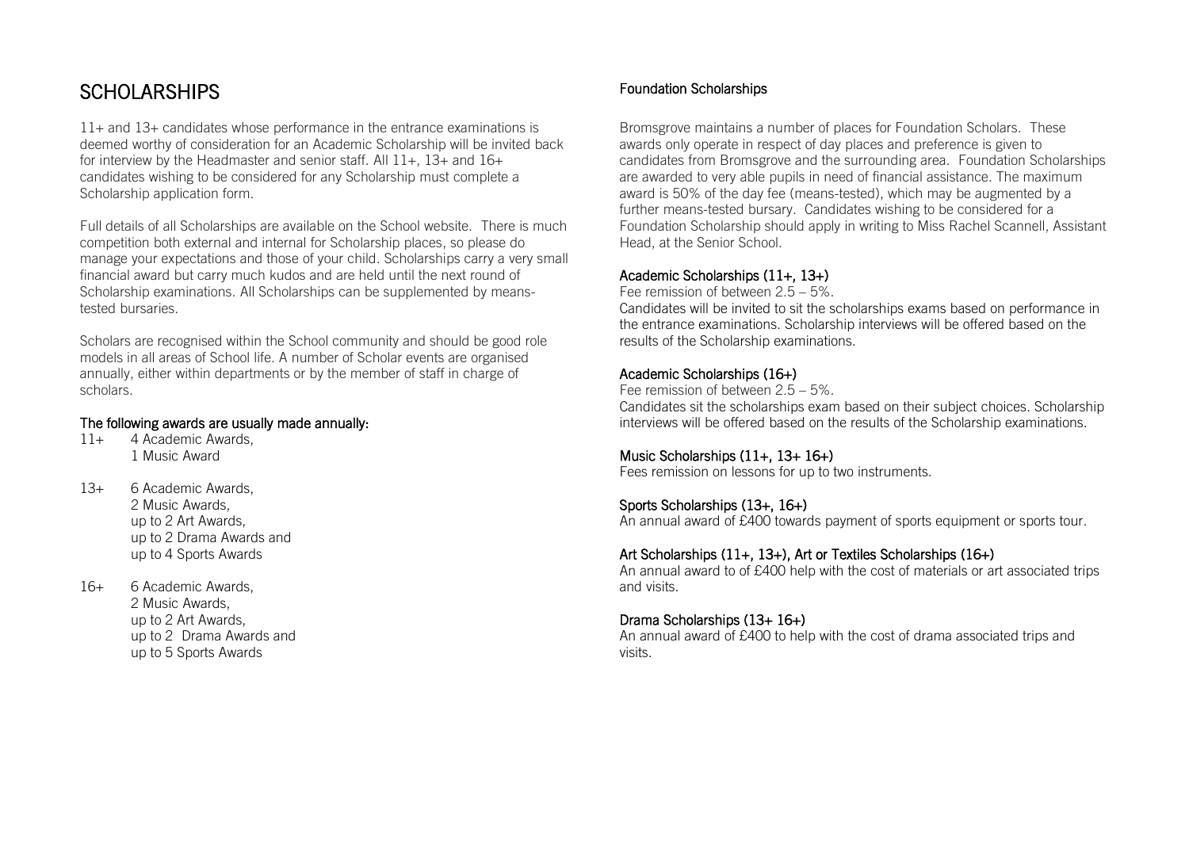# SCHOLARSHIPS

11+ and 13+ candidates whose performance in the entrance examinations is deemed worthy of consideration for an Academic Scholarship will be invited back for interview by the Headmaster and senior staff. All 11+, 13+ and 16+ candidates wishing to be considered for any Scholarship must complete a Scholarship application form.

Full details of all Scholarships are available on the School website. There is much competition both external and internal for Scholarship places, so please do manage your expectations and those of your child. Scholarships carry a very small financial award but carry much kudos and are held until the next round of Scholarship examinations. All Scholarships can be supplemented by means-tested bursaries.

Scholars are recognised within the School community and should be good role models in all areas of School life. A number of Scholar events are organised annually, either within departments or by the member of staff in charge of scholars.

### The following awards are usually made annually:

11+ 4 Academic Awards,
1 Music Award

13+ 6 Academic Awards,
2 Music Awards,
up to 2 Art Awards,
up to 2 Drama Awards and
up to 4 Sports Awards

16+ 6 Academic Awards,
2 Music Awards,
up to 2 Art Awards,
up to 2 Drama Awards and
up to 5 Sports Awards

### Foundation Scholarships

Bromsgrove maintains a number of places for Foundation Scholars. These awards only operate in respect of day places and preference is given to candidates from Bromsgrove and the surrounding area. Foundation Scholarships are awarded to very able pupils in need of financial assistance. The maximum award is 50% of the day fee (means-tested), which may be augmented by a further means-tested bursary. Candidates wishing to be considered for a Foundation Scholarship should apply in writing to Miss Rachel Scannell, Assistant Head, at the Senior School.

### Academic Scholarships (11+, 13+)

Fee remission of between 2.5 – 5%.
Candidates will be invited to sit the scholarships exams based on performance in the entrance examinations. Scholarship interviews will be offered based on the results of the Scholarship examinations.

### Academic Scholarships (16+)

Fee remission of between 2.5 – 5%.
Candidates sit the scholarships exam based on their subject choices. Scholarship interviews will be offered based on the results of the Scholarship examinations.

### Music Scholarships (11+, 13+ 16+)

Fees remission on lessons for up to two instruments.

### Sports Scholarships (13+, 16+)

An annual award of £400 towards payment of sports equipment or sports tour.

### Art Scholarships (11+, 13+), Art or Textiles Scholarships (16+)

An annual award to of £400 help with the cost of materials or art associated trips and visits.

### Drama Scholarships (13+ 16+)

An annual award of £400 to help with the cost of drama associated trips and visits.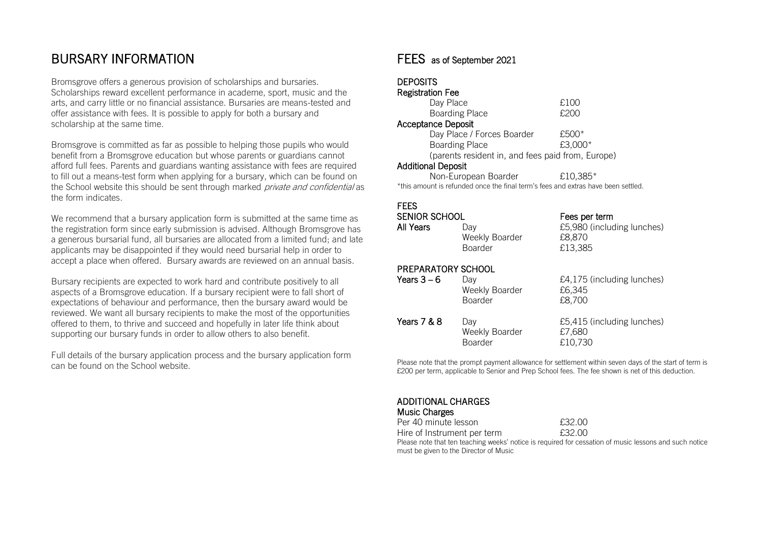# BURSARY INFORMATION

Bromsgrove offers a generous provision of scholarships and bursaries. Scholarships reward excellent performance in academe, sport, music and the arts, and carry little or no financial assistance. Bursaries are means-tested and offer assistance with fees. It is possible to apply for both a bursary and scholarship at the same time.

Bromsgrove is committed as far as possible to helping those pupils who would benefit from a Bromsgrove education but whose parents or guardians cannot afford full fees. Parents and guardians wanting assistance with fees are required to fill out a means-test form when applying for a bursary, which can be found on the School website this should be sent through marked *private and confidential* as the form indicates.

We recommend that a bursary application form is submitted at the same time as the registration form since early submission is advised. Although Bromsgrove has a generous bursarial fund, all bursaries are allocated from a limited fund; and late applicants may be disappointed if they would need bursarial help in order to accept a place when offered. Bursary awards are reviewed on an annual basis.

Bursary recipients are expected to work hard and contribute positively to all aspects of a Bromsgrove education. If a bursary recipient were to fall short of expectations of behaviour and performance, then the bursary award would be reviewed. We want all bursary recipients to make the most of the opportunities offered to them, to thrive and succeed and hopefully in later life think about supporting our bursary funds in order to allow others to also benefit.

Full details of the bursary application process and the bursary application form can be found on the School website.

# FEES as of September 2021

## DEPOSITS

### Registration Fee

| | |
|---|---|
| Day Place | £100 |
| Boarding Place | £200 |

### Acceptance Deposit

| | |
|---|---|
| Day Place / Forces Boarder | £500* |
| Boarding Place | £3,000* |

(parents resident in, and fees paid from, Europe)

### Additional Deposit

| | |
|---|---|
| Non-European Boarder | £10,385* |

*this amount is refunded once the final term's fees and extras have been settled.

## FEES

| SENIOR SCHOOL | | Fees per term |
|---|---|---|
| **All Years** | Day | £5,980 (including lunches) |
| | Weekly Boarder | £8,870 |
| | Boarder | £13,385 |

| PREPARATORY SCHOOL | | |
|---|---|---|
| **Years 3 – 6** | Day | £4,175 (including lunches) |
| | Weekly Boarder | £6,345 |
| | Boarder | £8,700 |
| **Years 7 & 8** | Day | £5,415 (including lunches) |
| | Weekly Boarder | £7,680 |
| | Boarder | £10,730 |

Please note that the prompt payment allowance for settlement within seven days of the start of term is £200 per term, applicable to Senior and Prep School fees. The fee shown is net of this deduction.

## ADDITIONAL CHARGES

### Music Charges

| | |
|---|---|
| Per 40 minute lesson | £32.00 |
| Hire of Instrument per term | £32.00 |

Please note that ten teaching weeks' notice is required for cessation of music lessons and such notice must be given to the Director of Music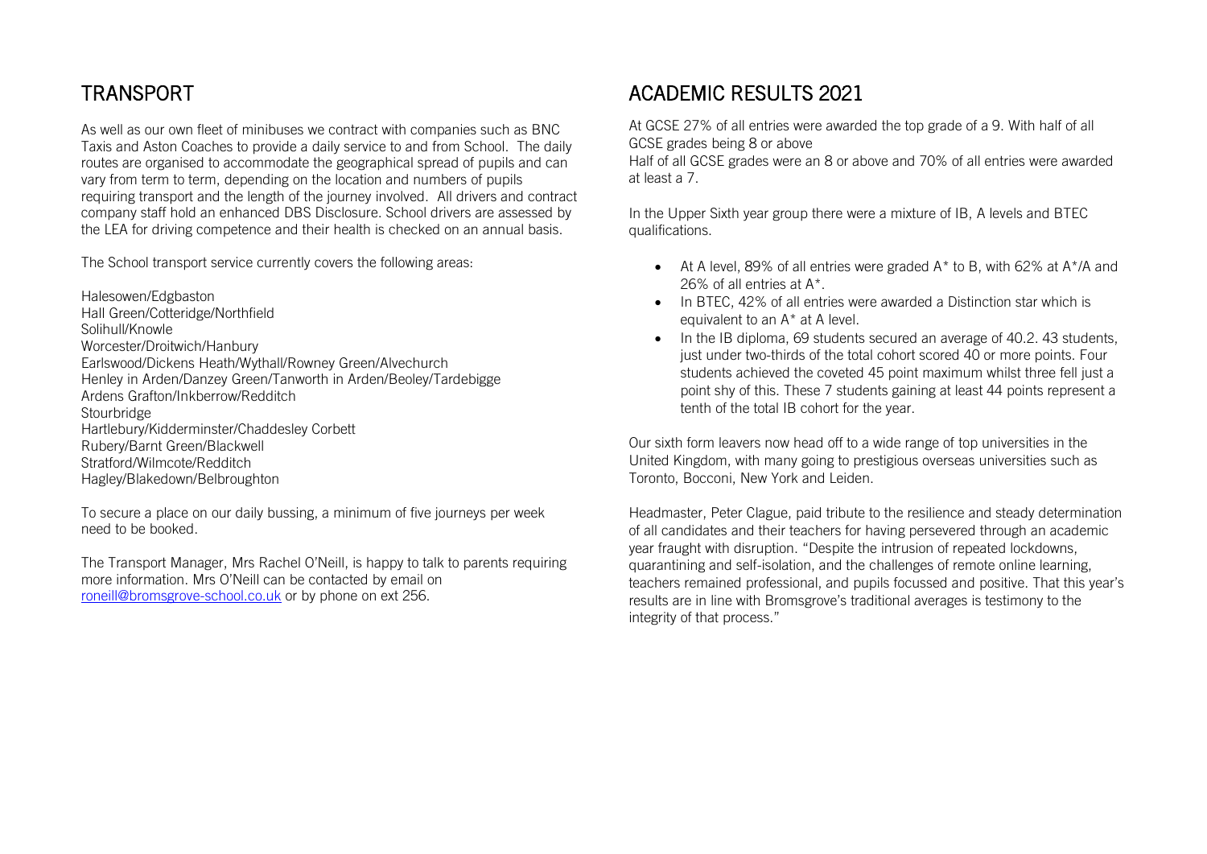## TRANSPORT

As well as our own fleet of minibuses we contract with companies such as BNC Taxis and Aston Coaches to provide a daily service to and from School. The daily routes are organised to accommodate the geographical spread of pupils and can vary from term to term, depending on the location and numbers of pupils requiring transport and the length of the journey involved. All drivers and contract company staff hold an enhanced DBS Disclosure. School drivers are assessed by the LEA for driving competence and their health is checked on an annual basis.

The School transport service currently covers the following areas:

Halesowen/Edgbaston
Hall Green/Cotteridge/Northfield
Solihull/Knowle
Worcester/Droitwich/Hanbury
Earlswood/Dickens Heath/Wythall/Rowney Green/Alvechurch
Henley in Arden/Danzey Green/Tanworth in Arden/Beoley/Tardebigge
Ardens Grafton/Inkberrow/Redditch
Stourbridge
Hartlebury/Kidderminster/Chaddesley Corbett
Rubery/Barnt Green/Blackwell
Stratford/Wilmcote/Redditch
Hagley/Blakedown/Belbroughton

To secure a place on our daily bussing, a minimum of five journeys per week need to be booked.

The Transport Manager, Mrs Rachel O'Neill, is happy to talk to parents requiring more information. Mrs O'Neill can be contacted by email on roneill@bromsgrove-school.co.uk or by phone on ext 256.

## ACADEMIC RESULTS 2021

At GCSE 27% of all entries were awarded the top grade of a 9. With half of all GCSE grades being 8 or above
Half of all GCSE grades were an 8 or above and 70% of all entries were awarded at least a 7.

In the Upper Sixth year group there were a mixture of IB, A levels and BTEC qualifications.

- At A level, 89% of all entries were graded A* to B, with 62% at A*/A and 26% of all entries at A*.
- In BTEC, 42% of all entries were awarded a Distinction star which is equivalent to an A* at A level.
- In the IB diploma, 69 students secured an average of 40.2. 43 students, just under two-thirds of the total cohort scored 40 or more points. Four students achieved the coveted 45 point maximum whilst three fell just a point shy of this. These 7 students gaining at least 44 points represent a tenth of the total IB cohort for the year.

Our sixth form leavers now head off to a wide range of top universities in the United Kingdom, with many going to prestigious overseas universities such as Toronto, Bocconi, New York and Leiden.

Headmaster, Peter Clague, paid tribute to the resilience and steady determination of all candidates and their teachers for having persevered through an academic year fraught with disruption. "Despite the intrusion of repeated lockdowns, quarantining and self-isolation, and the challenges of remote online learning, teachers remained professional, and pupils focussed and positive. That this year's results are in line with Bromsgrove's traditional averages is testimony to the integrity of that process."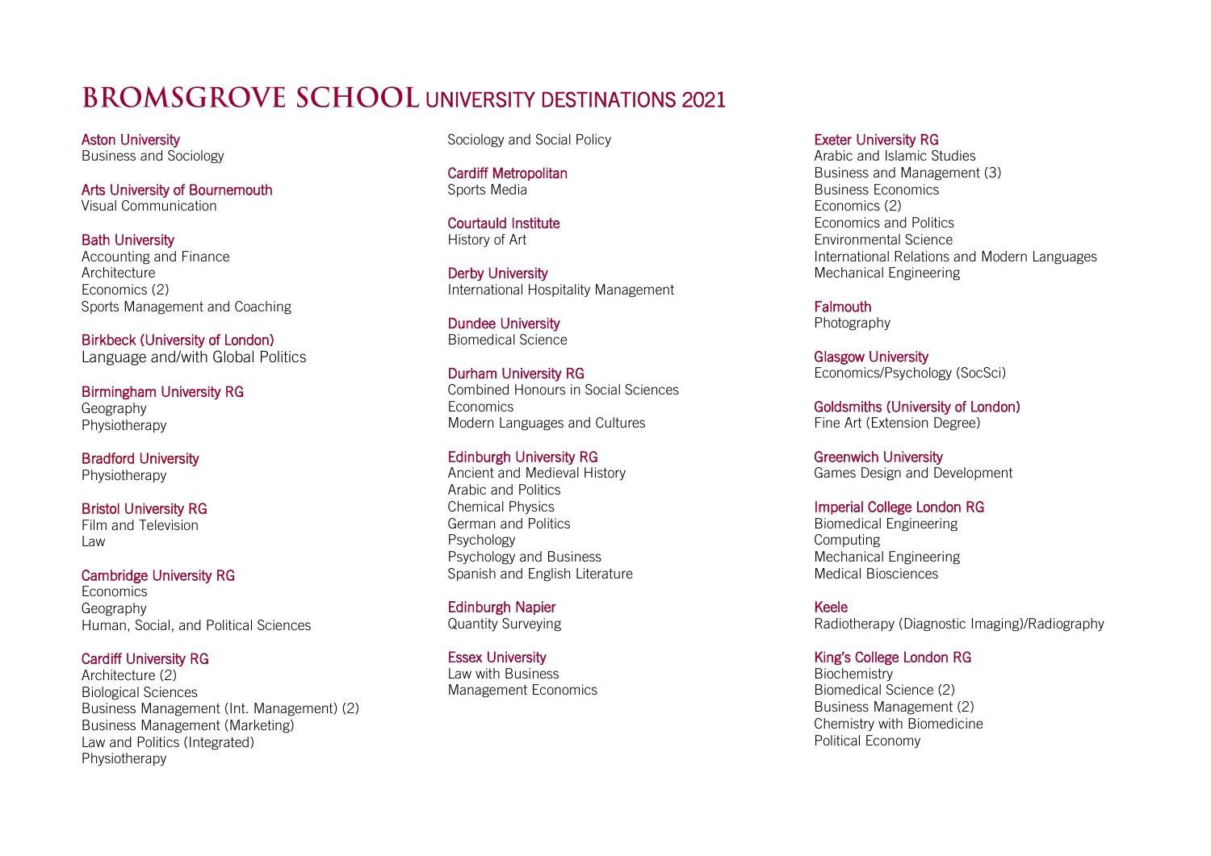# BROMSGROVE SCHOOL UNIVERSITY DESTINATIONS 2021

**Aston University**
Business and Sociology

**Arts University of Bournemouth**
Visual Communication

**Bath University**
Accounting and Finance
Architecture
Economics (2)
Sports Management and Coaching

**Birkbeck (University of London)**
Language and/with Global Politics

**Birmingham University RG**
Geography
Physiotherapy

**Bradford University**
Physiotherapy

**Bristol University RG**
Film and Television
Law

**Cambridge University RG**
Economics
Geography
Human, Social, and Political Sciences

**Cardiff University RG**
Architecture (2)
Biological Sciences
Business Management (Int. Management) (2)
Business Management (Marketing)
Law and Politics (Integrated)
Physiotherapy
Sociology and Social Policy

**Cardiff Metropolitan**
Sports Media

**Courtauld Institute**
History of Art

**Derby University**
International Hospitality Management

**Dundee University**
Biomedical Science

**Durham University RG**
Combined Honours in Social Sciences
Economics
Modern Languages and Cultures

**Edinburgh University RG**
Ancient and Medieval History
Arabic and Politics
Chemical Physics
German and Politics
Psychology
Psychology and Business
Spanish and English Literature

**Edinburgh Napier**
Quantity Surveying

**Essex University**
Law with Business
Management Economics

**Exeter University RG**
Arabic and Islamic Studies
Business and Management (3)
Business Economics
Economics (2)
Economics and Politics
Environmental Science
International Relations and Modern Languages
Mechanical Engineering

**Falmouth**
Photography

**Glasgow University**
Economics/Psychology (SocSci)

**Goldsmiths (University of London)**
Fine Art (Extension Degree)

**Greenwich University**
Games Design and Development

**Imperial College London RG**
Biomedical Engineering
Computing
Mechanical Engineering
Medical Biosciences

**Keele**
Radiotherapy (Diagnostic Imaging)/Radiography

**King's College London RG**
Biochemistry
Biomedical Science (2)
Business Management (2)
Chemistry with Biomedicine
Political Economy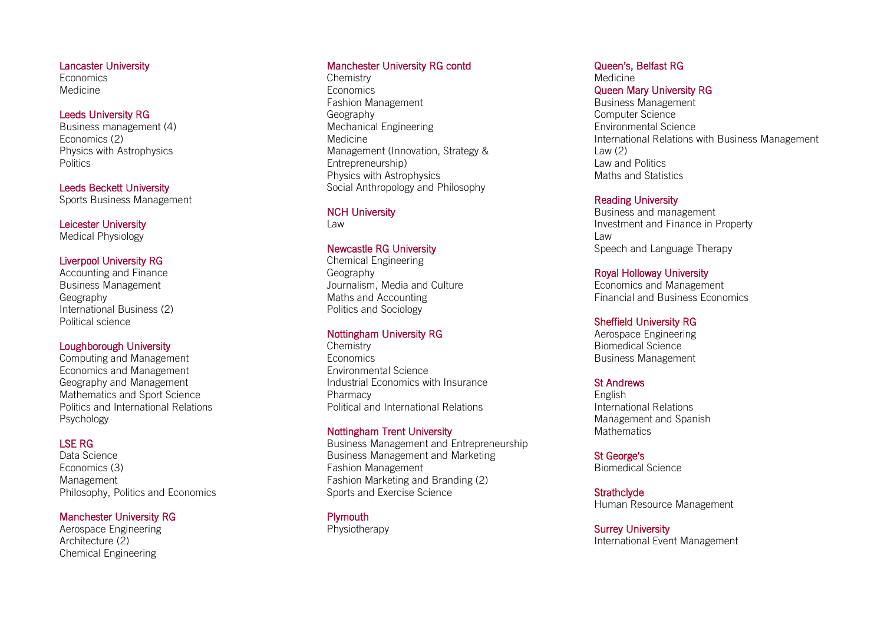### Lancaster University
Economics
Medicine

### Leeds University RG
Business management (4)
Economics (2)
Physics with Astrophysics
Politics

### Leeds Beckett University
Sports Business Management

### Leicester University
Medical Physiology

### Liverpool University RG
Accounting and Finance
Business Management
Geography
International Business (2)
Political science

### Loughborough University
Computing and Management
Economics and Management
Geography and Management
Mathematics and Sport Science
Politics and International Relations
Psychology

### LSE RG
Data Science
Economics (3)
Management
Philosophy, Politics and Economics

### Manchester University RG
Aerospace Engineering
Architecture (2)
Chemical Engineering

### Manchester University RG contd
Chemistry
Economics
Fashion Management
Geography
Mechanical Engineering
Medicine
Management (Innovation, Strategy & Entrepreneurship)
Physics with Astrophysics
Social Anthropology and Philosophy

### NCH University
Law

### Newcastle RG University
Chemical Engineering
Geography
Journalism, Media and Culture
Maths and Accounting
Politics and Sociology

### Nottingham University RG
Chemistry
Economics
Environmental Science
Industrial Economics with Insurance
Pharmacy
Political and International Relations

### Nottingham Trent University
Business Management and Entrepreneurship
Business Management and Marketing
Fashion Management
Fashion Marketing and Branding (2)
Sports and Exercise Science

### Plymouth
Physiotherapy

### Queen's, Belfast RG
Medicine

### Queen Mary University RG
Business Management
Computer Science
Environmental Science
International Relations with Business Management
Law (2)
Law and Politics
Maths and Statistics

### Reading University
Business and management
Investment and Finance in Property
Law
Speech and Language Therapy

### Royal Holloway University
Economics and Management
Financial and Business Economics

### Sheffield University RG
Aerospace Engineering
Biomedical Science
Business Management

### St Andrews
English
International Relations
Management and Spanish
Mathematics

### St George's
Biomedical Science

### Strathclyde
Human Resource Management

### Surrey University
International Event Management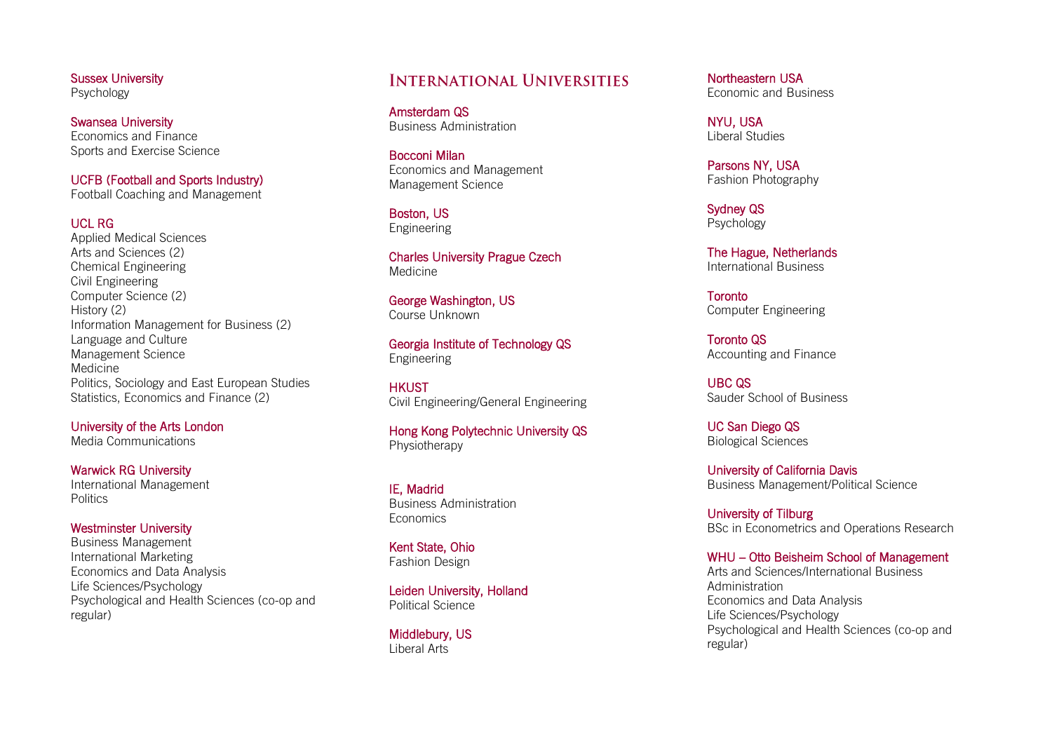**Sussex University**
Psychology

**Swansea University**
Economics and Finance
Sports and Exercise Science

**UCFB (Football and Sports Industry)**
Football Coaching and Management

**UCL RG**
Applied Medical Sciences
Arts and Sciences (2)
Chemical Engineering
Civil Engineering
Computer Science (2)
History (2)
Information Management for Business (2)
Language and Culture
Management Science
Medicine
Politics, Sociology and East European Studies
Statistics, Economics and Finance (2)

**University of the Arts London**
Media Communications

**Warwick RG University**
International Management
Politics

**Westminster University**
Business Management
International Marketing
Economics and Data Analysis
Life Sciences/Psychology
Psychological and Health Sciences (co-op and regular)

## International Universities

**Amsterdam QS**
Business Administration

**Bocconi Milan**
Economics and Management
Management Science

**Boston, US**
Engineering

**Charles University Prague Czech**
Medicine

**George Washington, US**
Course Unknown

**Georgia Institute of Technology QS**
Engineering

**HKUST**
Civil Engineering/General Engineering

**Hong Kong Polytechnic University QS**
Physiotherapy

**IE, Madrid**
Business Administration
Economics

**Kent State, Ohio**
Fashion Design

**Leiden University, Holland**
Political Science

**Middlebury, US**
Liberal Arts

**Northeastern USA**
Economic and Business

**NYU, USA**
Liberal Studies

**Parsons NY, USA**
Fashion Photography

**Sydney QS**
Psychology

**The Hague, Netherlands**
International Business

**Toronto**
Computer Engineering

**Toronto QS**
Accounting and Finance

**UBC QS**
Sauder School of Business

**UC San Diego QS**
Biological Sciences

**University of California Davis**
Business Management/Political Science

**University of Tilburg**
BSc in Econometrics and Operations Research

**WHU – Otto Beisheim School of Management**
Arts and Sciences/International Business Administration
Economics and Data Analysis
Life Sciences/Psychology
Psychological and Health Sciences (co-op and regular)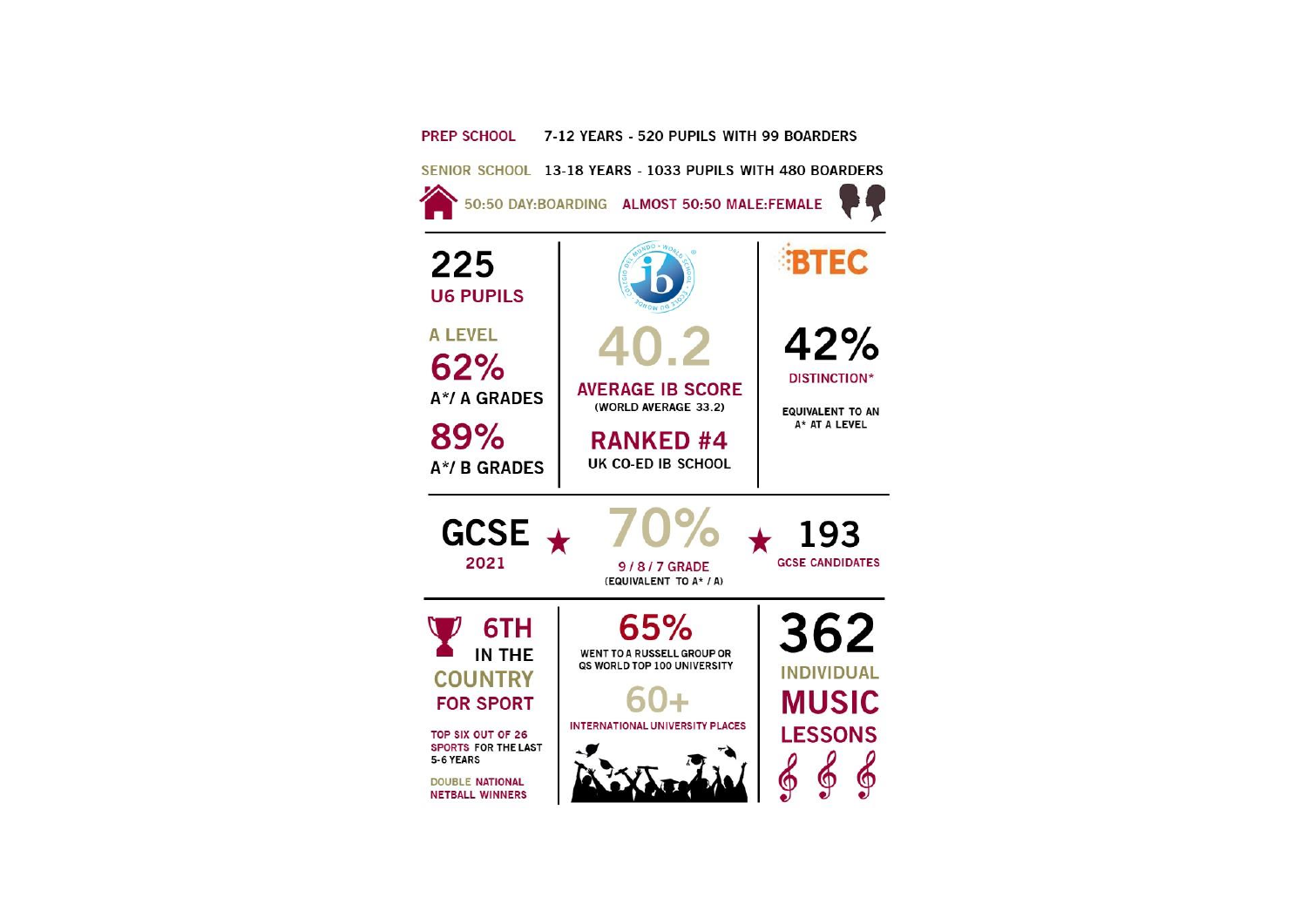**PREP SCHOOL** 7-12 YEARS - 520 PUPILS WITH 99 BOARDERS

**SENIOR SCHOOL** 13-18 YEARS - 1033 PUPILS WITH 480 BOARDERS

50:50 DAY:BOARDING ALMOST 50:50 MALE:FEMALE

**225**
U6 PUPILS

A LEVEL

**62%**
A*/ A GRADES

**89%**
A*/ B GRADES

**40.2**
AVERAGE IB SCORE
(WORLD AVERAGE 33.2)

**RANKED #4**
UK CO-ED IB SCHOOL

BTEC

**42%**
DISTINCTION*

EQUIVALENT TO AN A* AT A LEVEL

**GCSE**
2021

**70%**
9 / 8 / 7 GRADE
(EQUIVALENT TO A* / A)

**193**
GCSE CANDIDATES

**6TH**
IN THE COUNTRY FOR SPORT

TOP SIX OUT OF 26 SPORTS FOR THE LAST 5-6 YEARS

DOUBLE NATIONAL NETBALL WINNERS

**65%**
WENT TO A RUSSELL GROUP OR QS WORLD TOP 100 UNIVERSITY

**60+**
INTERNATIONAL UNIVERSITY PLACES

**362**
INDIVIDUAL MUSIC LESSONS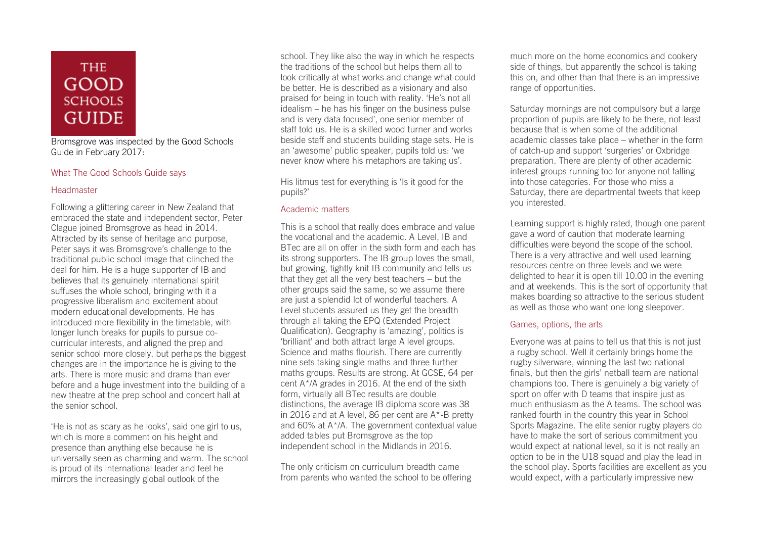THE GOOD SCHOOLS GUIDE

Bromsgrove was inspected by the Good Schools Guide in February 2017:

## What The Good Schools Guide says

### Headmaster

Following a glittering career in New Zealand that embraced the state and independent sector, Peter Clague joined Bromsgrove as head in 2014. Attracted by its sense of heritage and purpose, Peter says it was Bromsgrove's challenge to the traditional public school image that clinched the deal for him. He is a huge supporter of IB and believes that its genuinely international spirit suffuses the whole school, bringing with it a progressive liberalism and excitement about modern educational developments. He has introduced more flexibility in the timetable, with longer lunch breaks for pupils to pursue co-curricular interests, and aligned the prep and senior school more closely, but perhaps the biggest changes are in the importance he is giving to the arts. There is more music and drama than ever before and a huge investment into the building of a new theatre at the prep school and concert hall at the senior school.

'He is not as scary as he looks', said one girl to us, which is more a comment on his height and presence than anything else because he is universally seen as charming and warm. The school is proud of its international leader and feel he mirrors the increasingly global outlook of the school. They like also the way in which he respects the traditions of the school but helps them all to look critically at what works and change what could be better. He is described as a visionary and also praised for being in touch with reality. 'He's not all idealism – he has his finger on the business pulse and is very data focused', one senior member of staff told us. He is a skilled wood turner and works beside staff and students building stage sets. He is an 'awesome' public speaker, pupils told us: 'we never know where his metaphors are taking us'.

His litmus test for everything is 'Is it good for the pupils?'

### Academic matters

This is a school that really does embrace and value the vocational and the academic. A Level, IB and BTec are all on offer in the sixth form and each has its strong supporters. The IB group loves the small, but growing, tightly knit IB community and tells us that they get all the very best teachers – but the other groups said the same, so we assume there are just a splendid lot of wonderful teachers. A Level students assured us they get the breadth through all taking the EPQ (Extended Project Qualification). Geography is 'amazing', politics is 'brilliant' and both attract large A level groups. Science and maths flourish. There are currently nine sets taking single maths and three further maths groups. Results are strong. At GCSE, 64 per cent A*/A grades in 2016. At the end of the sixth form, virtually all BTec results are double distinctions, the average IB diploma score was 38 in 2016 and at A level, 86 per cent are A*-B pretty and 60% at A*/A. The government contextual value added tables put Bromsgrove as the top independent school in the Midlands in 2016.

The only criticism on curriculum breadth came from parents who wanted the school to be offering much more on the home economics and cookery side of things, but apparently the school is taking this on, and other than that there is an impressive range of opportunities.

Saturday mornings are not compulsory but a large proportion of pupils are likely to be there, not least because that is when some of the additional academic classes take place – whether in the form of catch-up and support 'surgeries' or Oxbridge preparation. There are plenty of other academic interest groups running too for anyone not falling into those categories. For those who miss a Saturday, there are departmental tweets that keep you interested.

Learning support is highly rated, though one parent gave a word of caution that moderate learning difficulties were beyond the scope of the school. There is a very attractive and well used learning resources centre on three levels and we were delighted to hear it is open till 10.00 in the evening and at weekends. This is the sort of opportunity that makes boarding so attractive to the serious student as well as those who want one long sleepover.

### Games, options, the arts

Everyone was at pains to tell us that this is not just a rugby school. Well it certainly brings home the rugby silverware, winning the last two national finals, but then the girls' netball team are national champions too. There is genuinely a big variety of sport on offer with D teams that inspire just as much enthusiasm as the A teams. The school was ranked fourth in the country this year in School Sports Magazine. The elite senior rugby players do have to make the sort of serious commitment you would expect at national level, so it is not really an option to be in the U18 squad and play the lead in the school play. Sports facilities are excellent as you would expect, with a particularly impressive new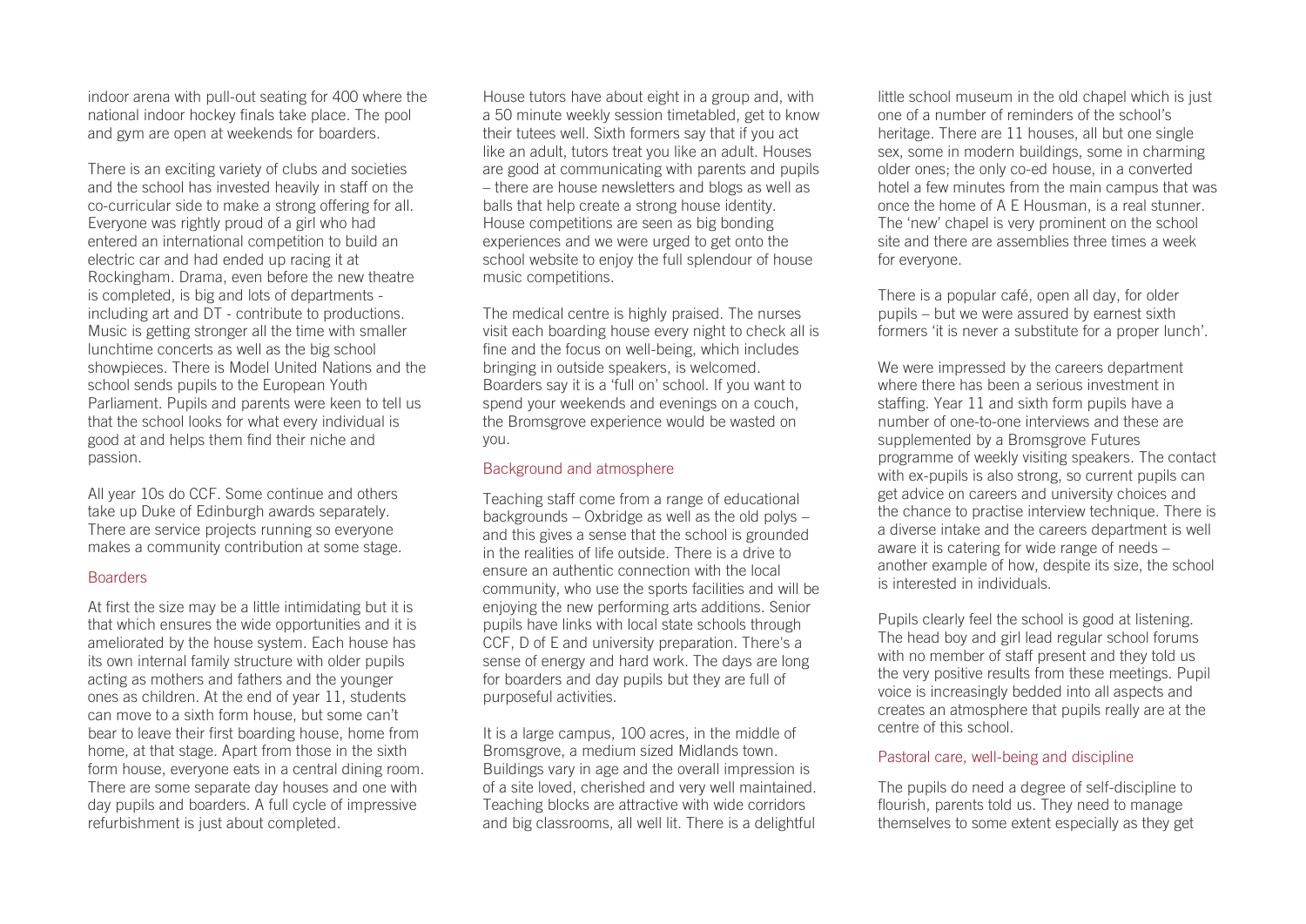indoor arena with pull-out seating for 400 where the national indoor hockey finals take place. The pool and gym are open at weekends for boarders.

There is an exciting variety of clubs and societies and the school has invested heavily in staff on the co-curricular side to make a strong offering for all. Everyone was rightly proud of a girl who had entered an international competition to build an electric car and had ended up racing it at Rockingham. Drama, even before the new theatre is completed, is big and lots of departments - including art and DT - contribute to productions. Music is getting stronger all the time with smaller lunchtime concerts as well as the big school showpieces. There is Model United Nations and the school sends pupils to the European Youth Parliament. Pupils and parents were keen to tell us that the school looks for what every individual is good at and helps them find their niche and passion.

All year 10s do CCF. Some continue and others take up Duke of Edinburgh awards separately. There are service projects running so everyone makes a community contribution at some stage.

## Boarders

At first the size may be a little intimidating but it is that which ensures the wide opportunities and it is ameliorated by the house system. Each house has its own internal family structure with older pupils acting as mothers and fathers and the younger ones as children. At the end of year 11, students can move to a sixth form house, but some can't bear to leave their first boarding house, home from home, at that stage. Apart from those in the sixth form house, everyone eats in a central dining room. There are some separate day houses and one with day pupils and boarders. A full cycle of impressive refurbishment is just about completed.

House tutors have about eight in a group and, with a 50 minute weekly session timetabled, get to know their tutees well. Sixth formers say that if you act like an adult, tutors treat you like an adult. Houses are good at communicating with parents and pupils – there are house newsletters and blogs as well as balls that help create a strong house identity. House competitions are seen as big bonding experiences and we were urged to get onto the school website to enjoy the full splendour of house music competitions.

The medical centre is highly praised. The nurses visit each boarding house every night to check all is fine and the focus on well-being, which includes bringing in outside speakers, is welcomed. Boarders say it is a 'full on' school. If you want to spend your weekends and evenings on a couch, the Bromsgrove experience would be wasted on you.

## Background and atmosphere

Teaching staff come from a range of educational backgrounds – Oxbridge as well as the old polys – and this gives a sense that the school is grounded in the realities of life outside. There is a drive to ensure an authentic connection with the local community, who use the sports facilities and will be enjoying the new performing arts additions. Senior pupils have links with local state schools through CCF, D of E and university preparation. There's a sense of energy and hard work. The days are long for boarders and day pupils but they are full of purposeful activities.

It is a large campus, 100 acres, in the middle of Bromsgrove, a medium sized Midlands town. Buildings vary in age and the overall impression is of a site loved, cherished and very well maintained. Teaching blocks are attractive with wide corridors and big classrooms, all well lit. There is a delightful little school museum in the old chapel which is just one of a number of reminders of the school's heritage. There are 11 houses, all but one single sex, some in modern buildings, some in charming older ones; the only co-ed house, in a converted hotel a few minutes from the main campus that was once the home of A E Housman, is a real stunner. The 'new' chapel is very prominent on the school site and there are assemblies three times a week for everyone.

There is a popular café, open all day, for older pupils – but we were assured by earnest sixth formers 'it is never a substitute for a proper lunch'.

We were impressed by the careers department where there has been a serious investment in staffing. Year 11 and sixth form pupils have a number of one-to-one interviews and these are supplemented by a Bromsgrove Futures programme of weekly visiting speakers. The contact with ex-pupils is also strong, so current pupils can get advice on careers and university choices and the chance to practise interview technique. There is a diverse intake and the careers department is well aware it is catering for wide range of needs – another example of how, despite its size, the school is interested in individuals.

Pupils clearly feel the school is good at listening. The head boy and girl lead regular school forums with no member of staff present and they told us the very positive results from these meetings. Pupil voice is increasingly bedded into all aspects and creates an atmosphere that pupils really are at the centre of this school.

## Pastoral care, well-being and discipline

The pupils do need a degree of self-discipline to flourish, parents told us. They need to manage themselves to some extent especially as they get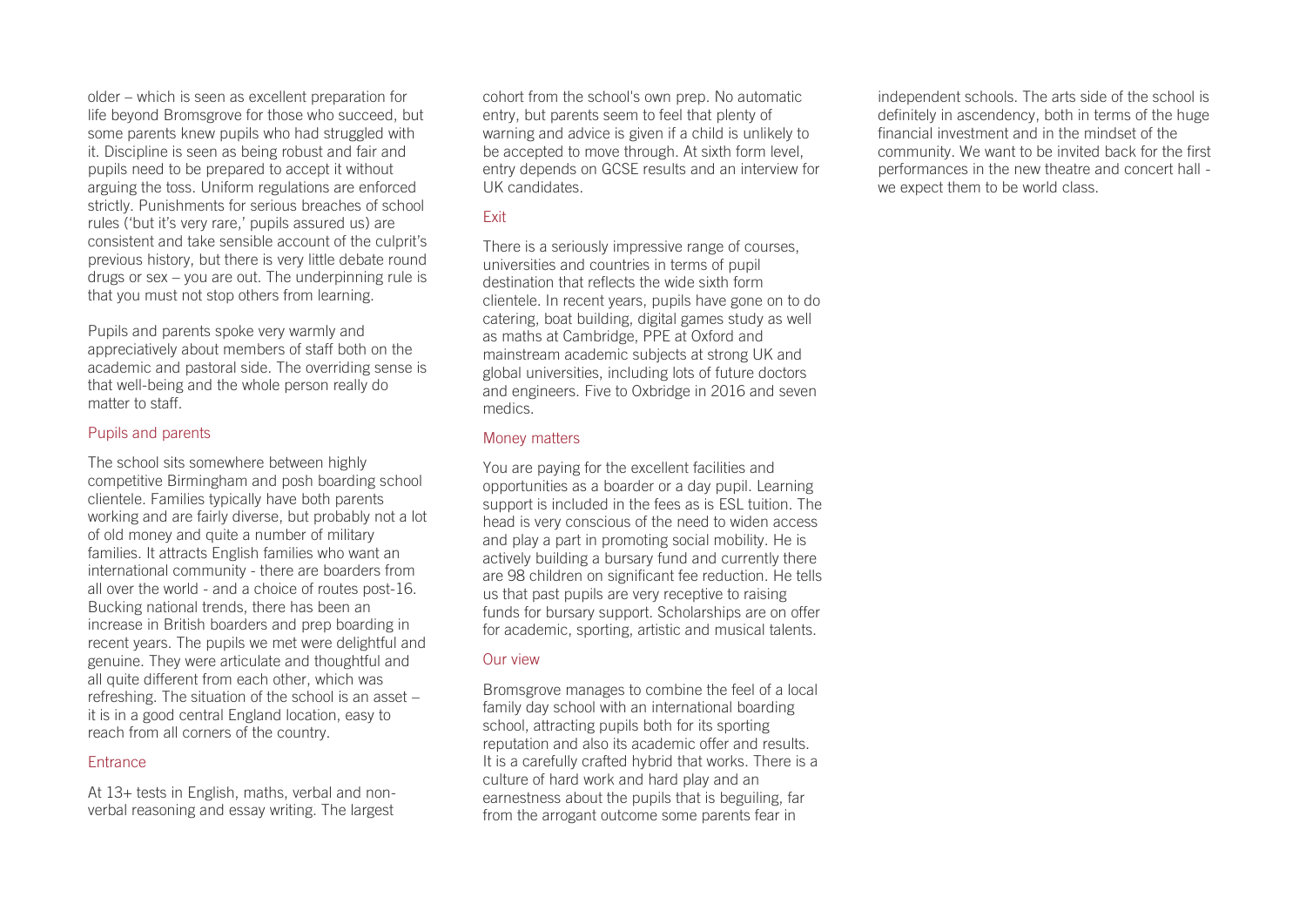older – which is seen as excellent preparation for life beyond Bromsgrove for those who succeed, but some parents knew pupils who had struggled with it. Discipline is seen as being robust and fair and pupils need to be prepared to accept it without arguing the toss. Uniform regulations are enforced strictly. Punishments for serious breaches of school rules ('but it's very rare,' pupils assured us) are consistent and take sensible account of the culprit's previous history, but there is very little debate round drugs or sex – you are out. The underpinning rule is that you must not stop others from learning.

Pupils and parents spoke very warmly and appreciatively about members of staff both on the academic and pastoral side. The overriding sense is that well-being and the whole person really do matter to staff.

## Pupils and parents

The school sits somewhere between highly competitive Birmingham and posh boarding school clientele. Families typically have both parents working and are fairly diverse, but probably not a lot of old money and quite a number of military families. It attracts English families who want an international community - there are boarders from all over the world - and a choice of routes post-16. Bucking national trends, there has been an increase in British boarders and prep boarding in recent years. The pupils we met were delightful and genuine. They were articulate and thoughtful and all quite different from each other, which was refreshing. The situation of the school is an asset – it is in a good central England location, easy to reach from all corners of the country.

## Entrance

At 13+ tests in English, maths, verbal and non-verbal reasoning and essay writing. The largest cohort from the school's own prep. No automatic entry, but parents seem to feel that plenty of warning and advice is given if a child is unlikely to be accepted to move through. At sixth form level, entry depends on GCSE results and an interview for UK candidates.

## Exit

There is a seriously impressive range of courses, universities and countries in terms of pupil destination that reflects the wide sixth form clientele. In recent years, pupils have gone on to do catering, boat building, digital games study as well as maths at Cambridge, PPE at Oxford and mainstream academic subjects at strong UK and global universities, including lots of future doctors and engineers. Five to Oxbridge in 2016 and seven medics.

## Money matters

You are paying for the excellent facilities and opportunities as a boarder or a day pupil. Learning support is included in the fees as is ESL tuition. The head is very conscious of the need to widen access and play a part in promoting social mobility. He is actively building a bursary fund and currently there are 98 children on significant fee reduction. He tells us that past pupils are very receptive to raising funds for bursary support. Scholarships are on offer for academic, sporting, artistic and musical talents.

## Our view

Bromsgrove manages to combine the feel of a local family day school with an international boarding school, attracting pupils both for its sporting reputation and also its academic offer and results. It is a carefully crafted hybrid that works. There is a culture of hard work and hard play and an earnestness about the pupils that is beguiling, far from the arrogant outcome some parents fear in independent schools. The arts side of the school is definitely in ascendency, both in terms of the huge financial investment and in the mindset of the community. We want to be invited back for the first performances in the new theatre and concert hall - we expect them to be world class.